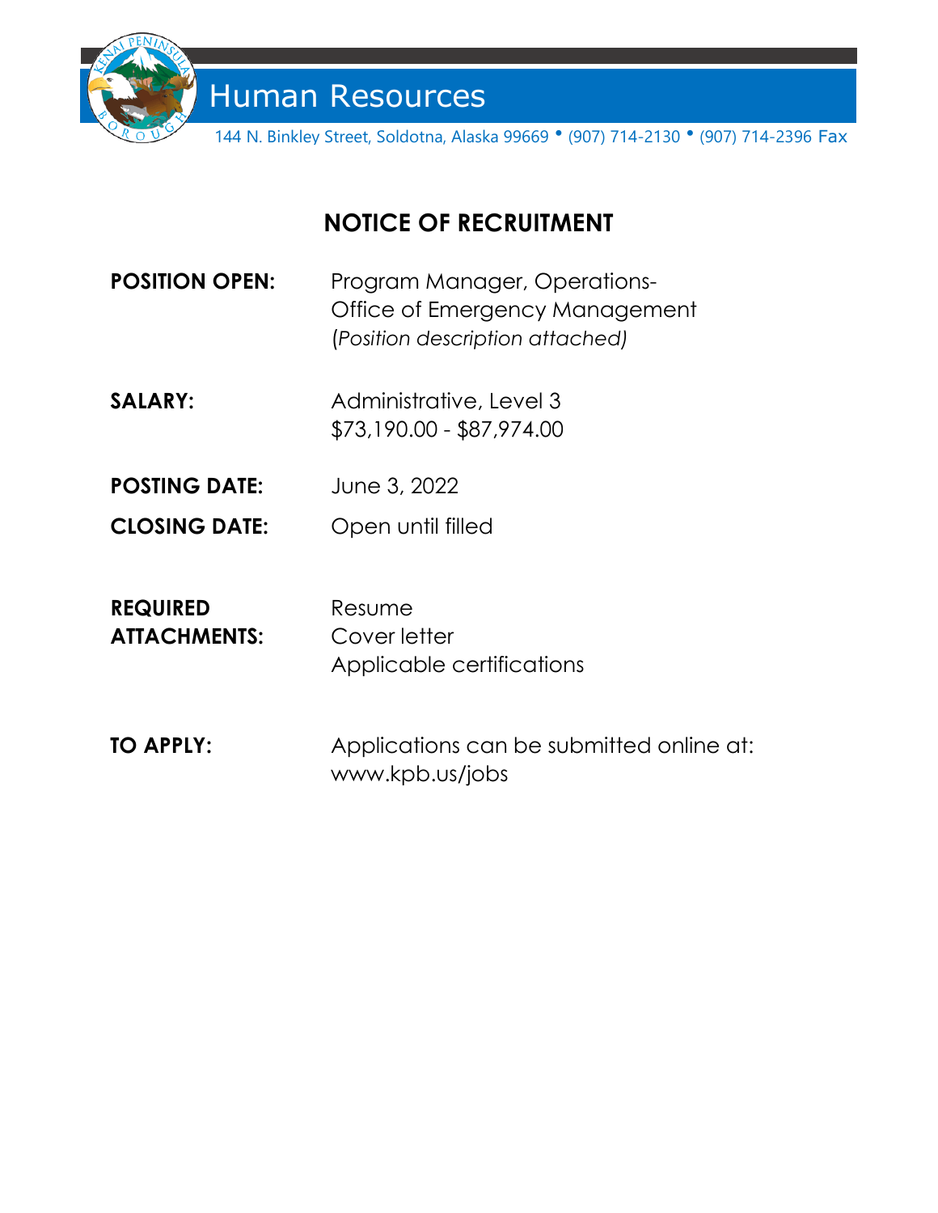# Human Resources

144 N. Binkley Street, Soldotna, Alaska 99669 • (907) 714-2130 • (907) 714-2396 Fax

## NOTICE OF RECRUITMENT

**POSITION OPEN:** Program Manager, Operations-
Office of Emergency Management
(*Position description attached)*

**SALARY:** Administrative, Level 3
$73,190.00 - $87,974.00

**POSTING DATE:** June 3, 2022

**CLOSING DATE:** Open until filled

**REQUIRED ATTACHMENTS:** Resume
Cover letter
Applicable certifications

**TO APPLY:** Applications can be submitted online at:
www.kpb.us/jobs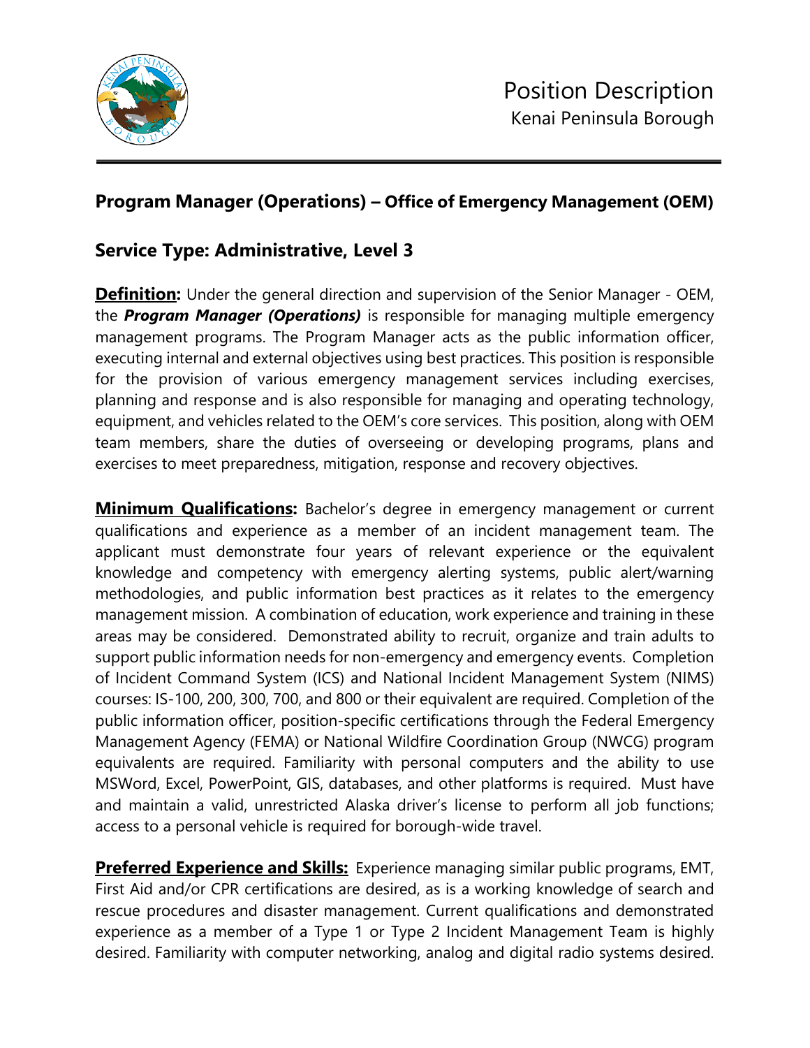# Position Description

## Kenai Peninsula Borough

**Program Manager (Operations) – Office of Emergency Management (OEM)**

## Service Type: Administrative, Level 3

**Definition:** Under the general direction and supervision of the Senior Manager - OEM, the ***Program Manager (Operations)*** is responsible for managing multiple emergency management programs. The Program Manager acts as the public information officer, executing internal and external objectives using best practices. This position is responsible for the provision of various emergency management services including exercises, planning and response and is also responsible for managing and operating technology, equipment, and vehicles related to the OEM's core services. This position, along with OEM team members, share the duties of overseeing or developing programs, plans and exercises to meet preparedness, mitigation, response and recovery objectives.

**Minimum Qualifications:** Bachelor's degree in emergency management or current qualifications and experience as a member of an incident management team. The applicant must demonstrate four years of relevant experience or the equivalent knowledge and competency with emergency alerting systems, public alert/warning methodologies, and public information best practices as it relates to the emergency management mission. A combination of education, work experience and training in these areas may be considered. Demonstrated ability to recruit, organize and train adults to support public information needs for non-emergency and emergency events. Completion of Incident Command System (ICS) and National Incident Management System (NIMS) courses: IS-100, 200, 300, 700, and 800 or their equivalent are required. Completion of the public information officer, position-specific certifications through the Federal Emergency Management Agency (FEMA) or National Wildfire Coordination Group (NWCG) program equivalents are required. Familiarity with personal computers and the ability to use MSWord, Excel, PowerPoint, GIS, databases, and other platforms is required. Must have and maintain a valid, unrestricted Alaska driver's license to perform all job functions; access to a personal vehicle is required for borough-wide travel.

**Preferred Experience and Skills:** Experience managing similar public programs, EMT, First Aid and/or CPR certifications are desired, as is a working knowledge of search and rescue procedures and disaster management. Current qualifications and demonstrated experience as a member of a Type 1 or Type 2 Incident Management Team is highly desired. Familiarity with computer networking, analog and digital radio systems desired.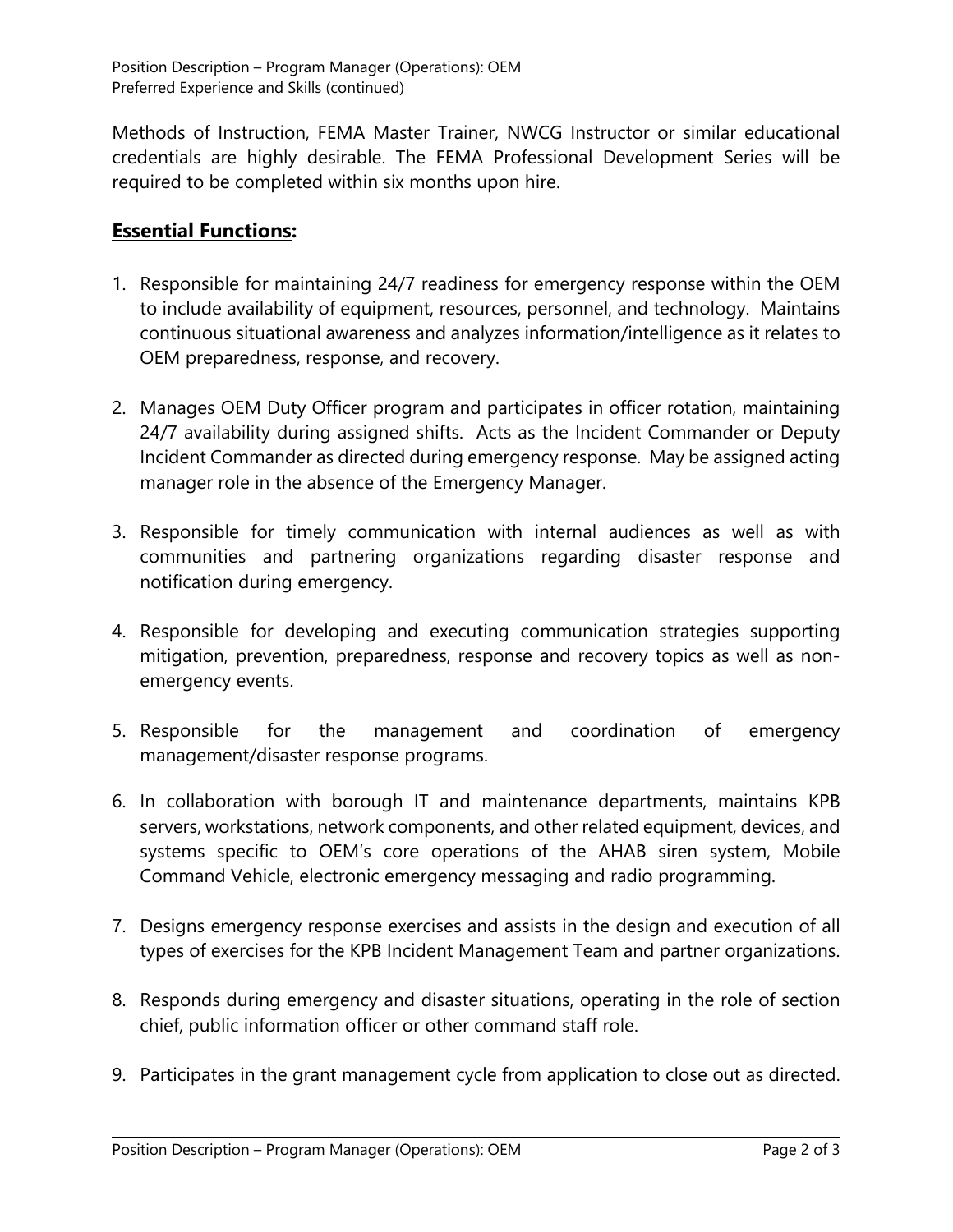Methods of Instruction, FEMA Master Trainer, NWCG Instructor or similar educational credentials are highly desirable. The FEMA Professional Development Series will be required to be completed within six months upon hire.

## **Essential Functions:**

1. Responsible for maintaining 24/7 readiness for emergency response within the OEM to include availability of equipment, resources, personnel, and technology. Maintains continuous situational awareness and analyzes information/intelligence as it relates to OEM preparedness, response, and recovery.

2. Manages OEM Duty Officer program and participates in officer rotation, maintaining 24/7 availability during assigned shifts. Acts as the Incident Commander or Deputy Incident Commander as directed during emergency response. May be assigned acting manager role in the absence of the Emergency Manager.

3. Responsible for timely communication with internal audiences as well as with communities and partnering organizations regarding disaster response and notification during emergency.

4. Responsible for developing and executing communication strategies supporting mitigation, prevention, preparedness, response and recovery topics as well as non-emergency events.

5. Responsible for the management and coordination of emergency management/disaster response programs.

6. In collaboration with borough IT and maintenance departments, maintains KPB servers, workstations, network components, and other related equipment, devices, and systems specific to OEM's core operations of the AHAB siren system, Mobile Command Vehicle, electronic emergency messaging and radio programming.

7. Designs emergency response exercises and assists in the design and execution of all types of exercises for the KPB Incident Management Team and partner organizations.

8. Responds during emergency and disaster situations, operating in the role of section chief, public information officer or other command staff role.

9. Participates in the grant management cycle from application to close out as directed.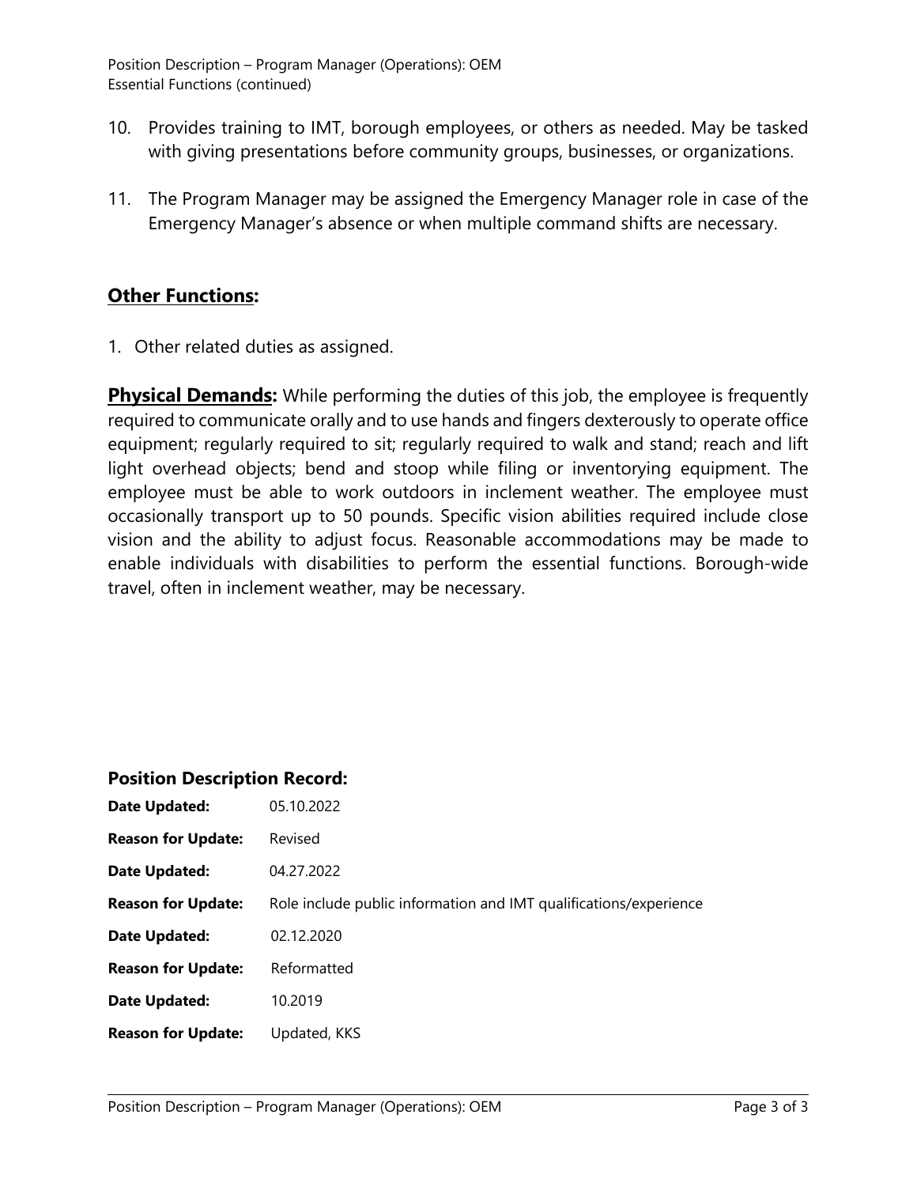10. Provides training to IMT, borough employees, or others as needed. May be tasked with giving presentations before community groups, businesses, or organizations.

11. The Program Manager may be assigned the Emergency Manager role in case of the Emergency Manager's absence or when multiple command shifts are necessary.

## **Other Functions:**

1. Other related duties as assigned.

**Physical Demands:** While performing the duties of this job, the employee is frequently required to communicate orally and to use hands and fingers dexterously to operate office equipment; regularly required to sit; regularly required to walk and stand; reach and lift light overhead objects; bend and stoop while filing or inventorying equipment. The employee must be able to work outdoors in inclement weather. The employee must occasionally transport up to 50 pounds. Specific vision abilities required include close vision and the ability to adjust focus. Reasonable accommodations may be made to enable individuals with disabilities to perform the essential functions. Borough-wide travel, often in inclement weather, may be necessary.

### **Position Description Record:**

| | |
|---|---|
| **Date Updated:** | 05.10.2022 |
| **Reason for Update:** | Revised |
| **Date Updated:** | 04.27.2022 |
| **Reason for Update:** | Role include public information and IMT qualifications/experience |
| **Date Updated:** | 02.12.2020 |
| **Reason for Update:** | Reformatted |
| **Date Updated:** | 10.2019 |
| **Reason for Update:** | Updated, KKS |